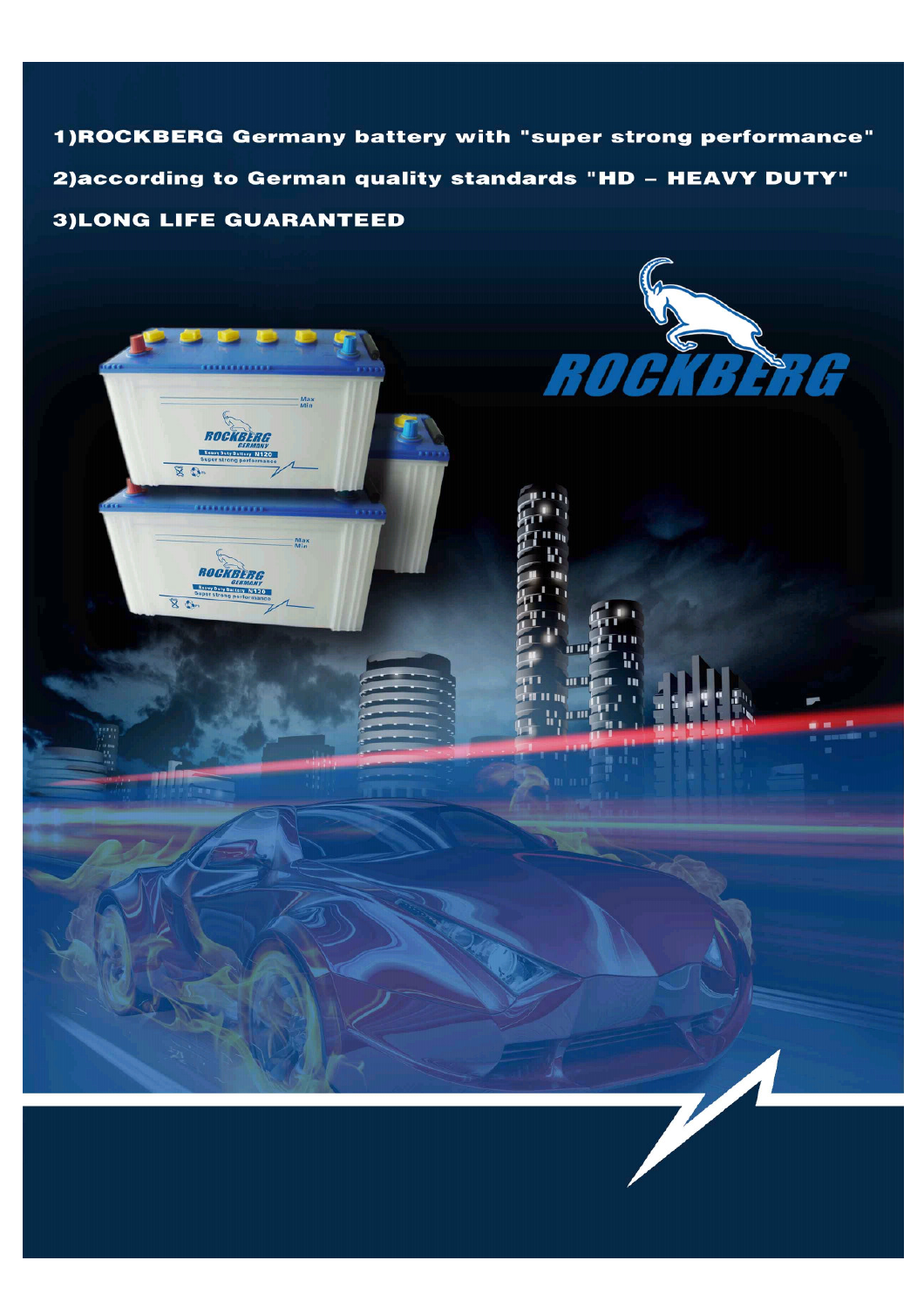1)ROCKBERG Germany battery with "super strong performance"

2)according to German quality standards "HD – HEAVY DUTY"

3)LONG LIFE GUARANTEED

ROCKBERG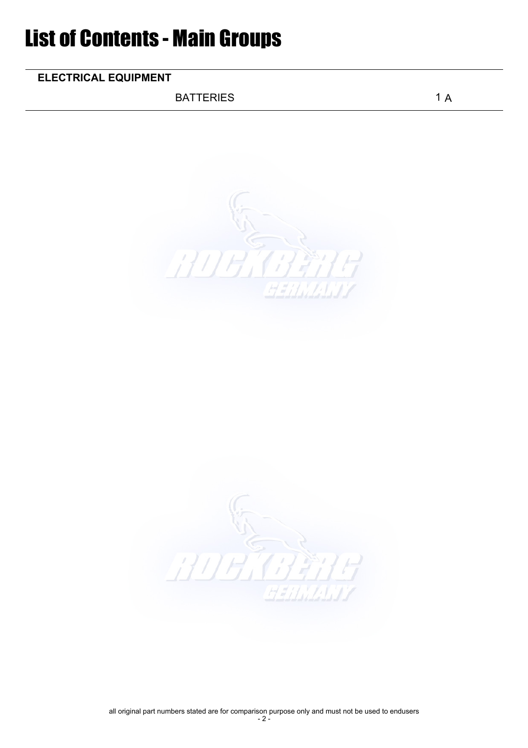# List of Contents - Main Groups

| ELECTRICAL EQUIPMENT | |
| --- | --- |
| BATTERIES | 1 A |

all original part numbers stated are for comparison purpose only and must not be used to endusers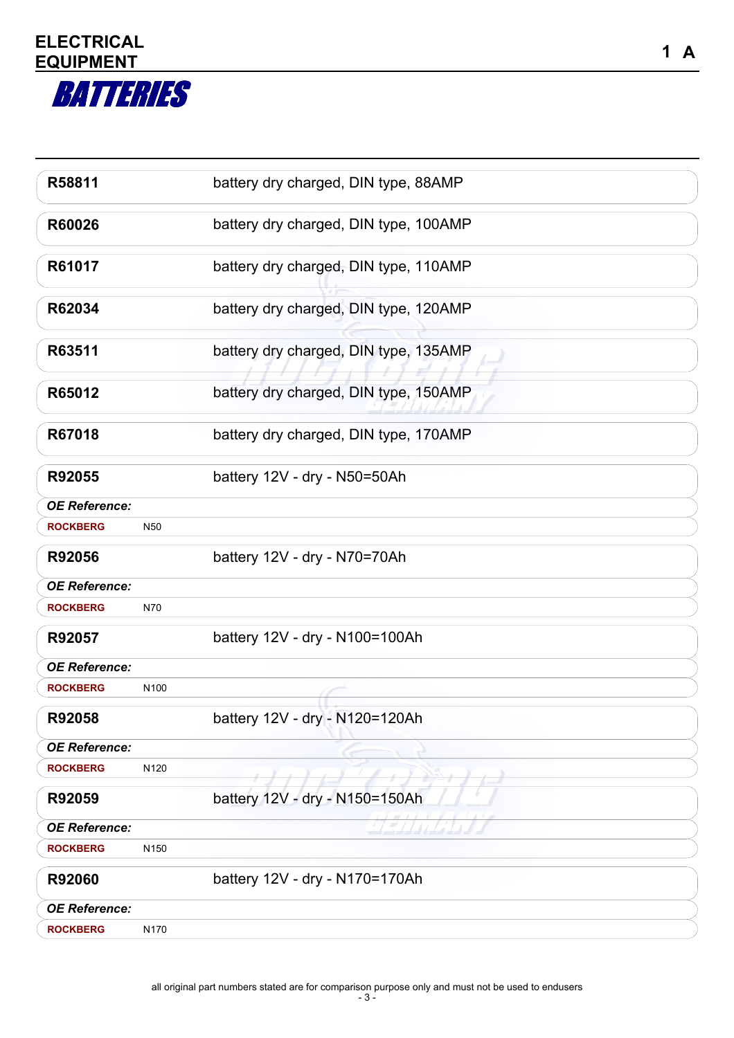# ELECTRICAL EQUIPMENT

## BATTERIES

| | |
|---|---|
| **R58811** | battery dry charged, DIN type, 88AMP |
| **R60026** | battery dry charged, DIN type, 100AMP |
| **R61017** | battery dry charged, DIN type, 110AMP |
| **R62034** | battery dry charged, DIN type, 120AMP |
| **R63511** | battery dry charged, DIN type, 135AMP |
| **R65012** | battery dry charged, DIN type, 150AMP |
| **R67018** | battery dry charged, DIN type, 170AMP |
| **R92055** | battery 12V - dry - N50=50Ah |
| ***OE Reference:*** | |
| **ROCKBERG** | N50 |
| **R92056** | battery 12V - dry - N70=70Ah |
| ***OE Reference:*** | |
| **ROCKBERG** | N70 |
| **R92057** | battery 12V - dry - N100=100Ah |
| ***OE Reference:*** | |
| **ROCKBERG** | N100 |
| **R92058** | battery 12V - dry - N120=120Ah |
| ***OE Reference:*** | |
| **ROCKBERG** | N120 |
| **R92059** | battery 12V - dry - N150=150Ah |
| ***OE Reference:*** | |
| **ROCKBERG** | N150 |
| **R92060** | battery 12V - dry - N170=170Ah |
| ***OE Reference:*** | |
| **ROCKBERG** | N170 |

all original part numbers stated are for comparison purpose only and must not be used to endusers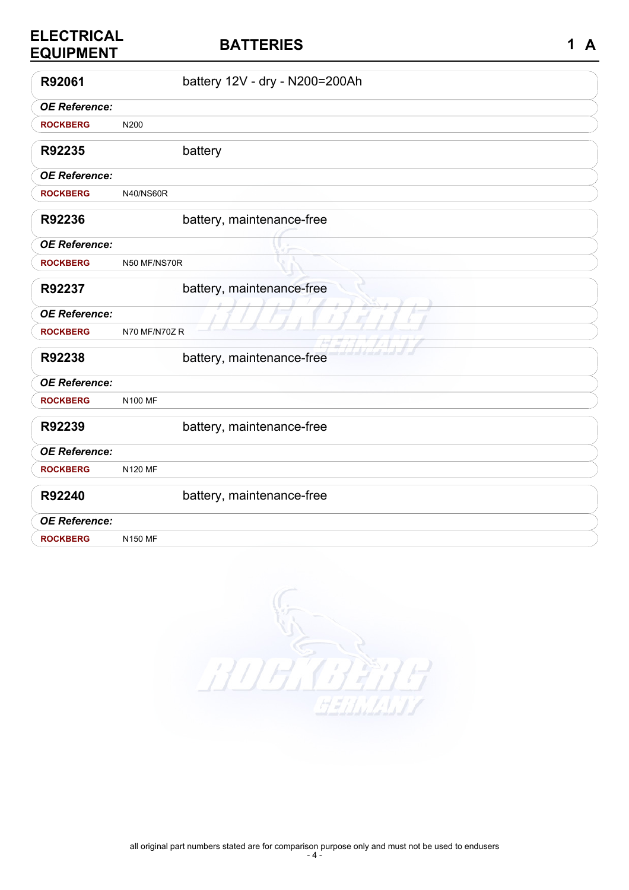## ELECTRICAL EQUIPMENT — BATTERIES — 1 A

| **R92061** | battery 12V - dry - N200=200Ah |
|---|---|
| ***OE Reference:*** | |
| **ROCKBERG** | N200 |

| **R92235** | battery |
|---|---|
| ***OE Reference:*** | |
| **ROCKBERG** | N40/NS60R |

| **R92236** | battery, maintenance-free |
|---|---|
| ***OE Reference:*** | |
| **ROCKBERG** | N50 MF/NS70R |

| **R92237** | battery, maintenance-free |
|---|---|
| ***OE Reference:*** | |
| **ROCKBERG** | N70 MF/N70Z R |

| **R92238** | battery, maintenance-free |
|---|---|
| ***OE Reference:*** | |
| **ROCKBERG** | N100 MF |

| **R92239** | battery, maintenance-free |
|---|---|
| ***OE Reference:*** | |
| **ROCKBERG** | N120 MF |

| **R92240** | battery, maintenance-free |
|---|---|
| ***OE Reference:*** | |
| **ROCKBERG** | N150 MF |

all original part numbers stated are for comparison purpose only and must not be used to endusers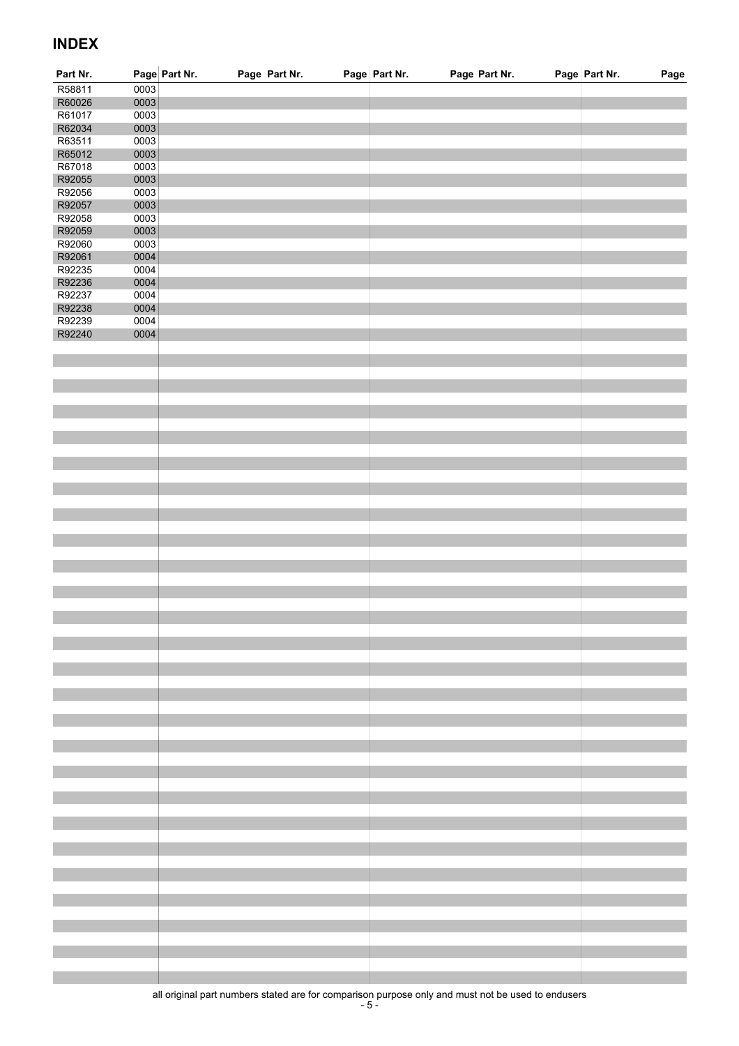# INDEX

| Part Nr. | Page | Part Nr. | Page | Part Nr. | Page | Part Nr. | Page | Part Nr. | Page | Part Nr. | Page |
|---|---|---|---|---|---|---|---|---|---|---|---|
| R58811 | 0003 | | | | | | | | | | |
| R60026 | 0003 | | | | | | | | | | |
| R61017 | 0003 | | | | | | | | | | |
| R62034 | 0003 | | | | | | | | | | |
| R63511 | 0003 | | | | | | | | | | |
| R65012 | 0003 | | | | | | | | | | |
| R67018 | 0003 | | | | | | | | | | |
| R92055 | 0003 | | | | | | | | | | |
| R92056 | 0003 | | | | | | | | | | |
| R92057 | 0003 | | | | | | | | | | |
| R92058 | 0003 | | | | | | | | | | |
| R92059 | 0003 | | | | | | | | | | |
| R92060 | 0003 | | | | | | | | | | |
| R92061 | 0004 | | | | | | | | | | |
| R92235 | 0004 | | | | | | | | | | |
| R92236 | 0004 | | | | | | | | | | |
| R92237 | 0004 | | | | | | | | | | |
| R92238 | 0004 | | | | | | | | | | |
| R92239 | 0004 | | | | | | | | | | |
| R92240 | 0004 | | | | | | | | | | |

all original part numbers stated are for comparison purpose only and must not be used to endusers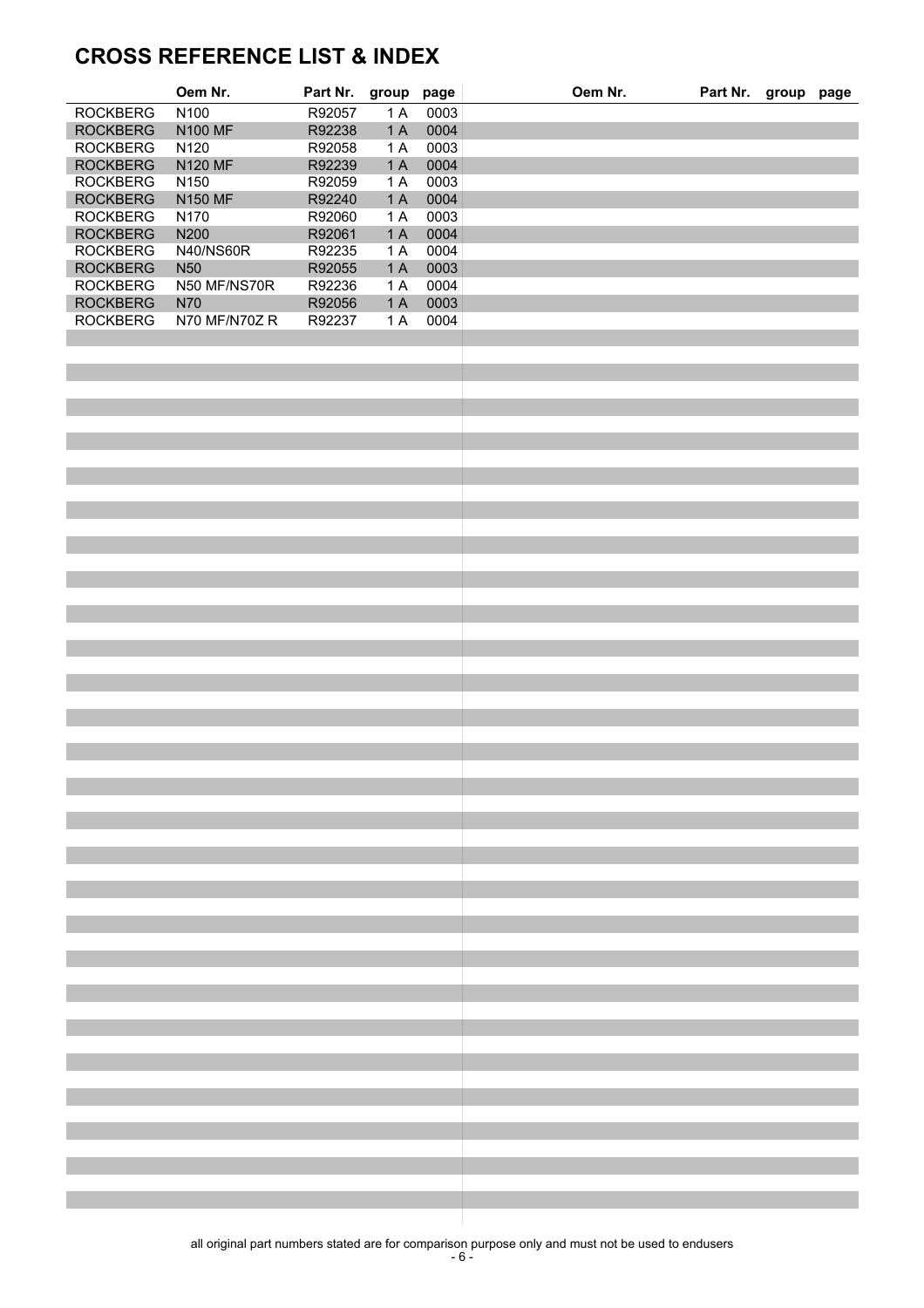# CROSS REFERENCE LIST & INDEX

| | Oem Nr. | Part Nr. | group | page | Oem Nr. | Part Nr. | group | page |
|---|---|---|---|---|---|---|---|---|
| ROCKBERG | N100 | R92057 | 1 A | 0003 | | | | |
| ROCKBERG | N100 MF | R92238 | 1 A | 0004 | | | | |
| ROCKBERG | N120 | R92058 | 1 A | 0003 | | | | |
| ROCKBERG | N120 MF | R92239 | 1 A | 0004 | | | | |
| ROCKBERG | N150 | R92059 | 1 A | 0003 | | | | |
| ROCKBERG | N150 MF | R92240 | 1 A | 0004 | | | | |
| ROCKBERG | N170 | R92060 | 1 A | 0003 | | | | |
| ROCKBERG | N200 | R92061 | 1 A | 0004 | | | | |
| ROCKBERG | N40/NS60R | R92235 | 1 A | 0004 | | | | |
| ROCKBERG | N50 | R92055 | 1 A | 0003 | | | | |
| ROCKBERG | N50 MF/NS70R | R92236 | 1 A | 0004 | | | | |
| ROCKBERG | N70 | R92056 | 1 A | 0003 | | | | |
| ROCKBERG | N70 MF/N70Z R | R92237 | 1 A | 0004 | | | | |

all original part numbers stated are for comparison purpose only and must not be used to endusers